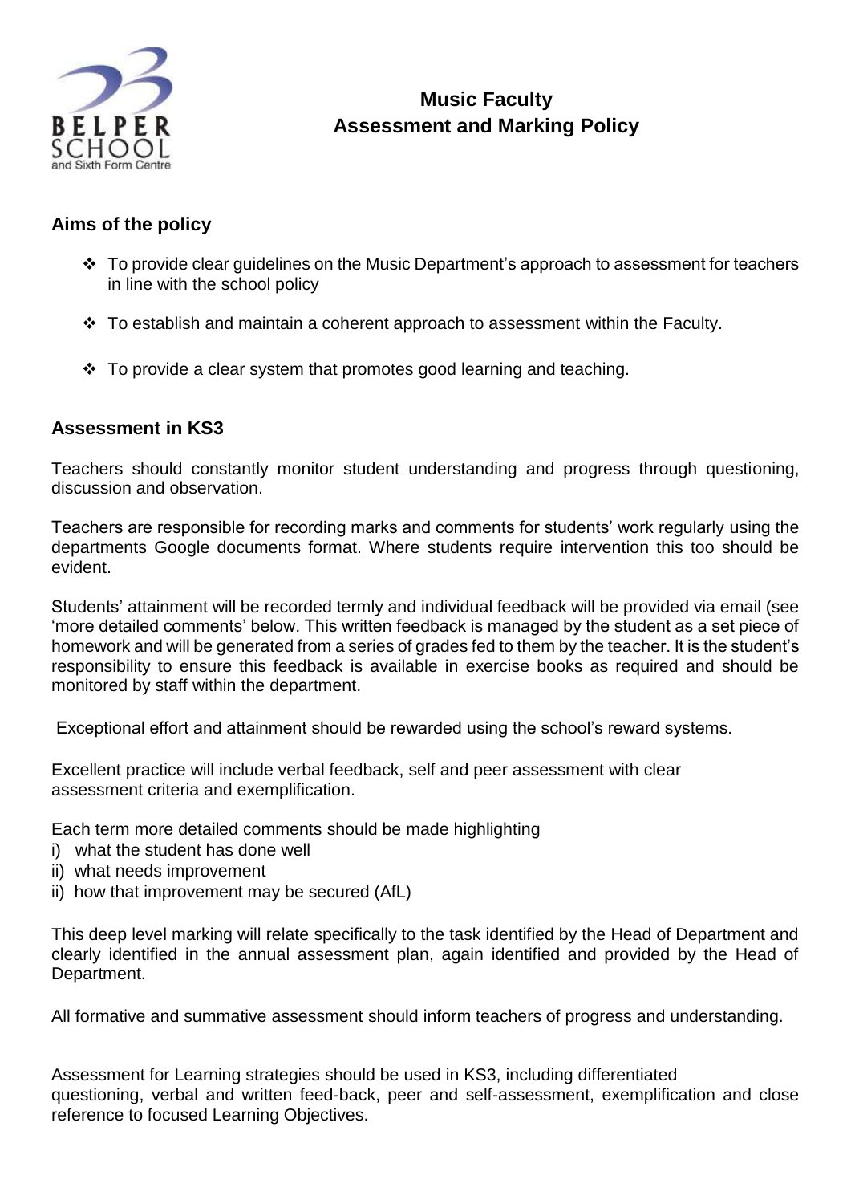# Music Faculty
# Assessment and Marking Policy

## Aims of the policy

- To provide clear guidelines on the Music Department's approach to assessment for teachers in line with the school policy

- To establish and maintain a coherent approach to assessment within the Faculty.

- To provide a clear system that promotes good learning and teaching.

## Assessment in KS3

Teachers should constantly monitor student understanding and progress through questioning, discussion and observation.

Teachers are responsible for recording marks and comments for students' work regularly using the departments Google documents format. Where students require intervention this too should be evident.

Students' attainment will be recorded termly and individual feedback will be provided via email (see 'more detailed comments' below. This written feedback is managed by the student as a set piece of homework and will be generated from a series of grades fed to them by the teacher. It is the student's responsibility to ensure this feedback is available in exercise books as required and should be monitored by staff within the department.

Exceptional effort and attainment should be rewarded using the school's reward systems.

Excellent practice will include verbal feedback, self and peer assessment with clear assessment criteria and exemplification.

Each term more detailed comments should be made highlighting

i) what the student has done well
ii) what needs improvement
ii) how that improvement may be secured (AfL)

This deep level marking will relate specifically to the task identified by the Head of Department and clearly identified in the annual assessment plan, again identified and provided by the Head of Department.

All formative and summative assessment should inform teachers of progress and understanding.

Assessment for Learning strategies should be used in KS3, including differentiated questioning, verbal and written feed-back, peer and self-assessment, exemplification and close reference to focused Learning Objectives.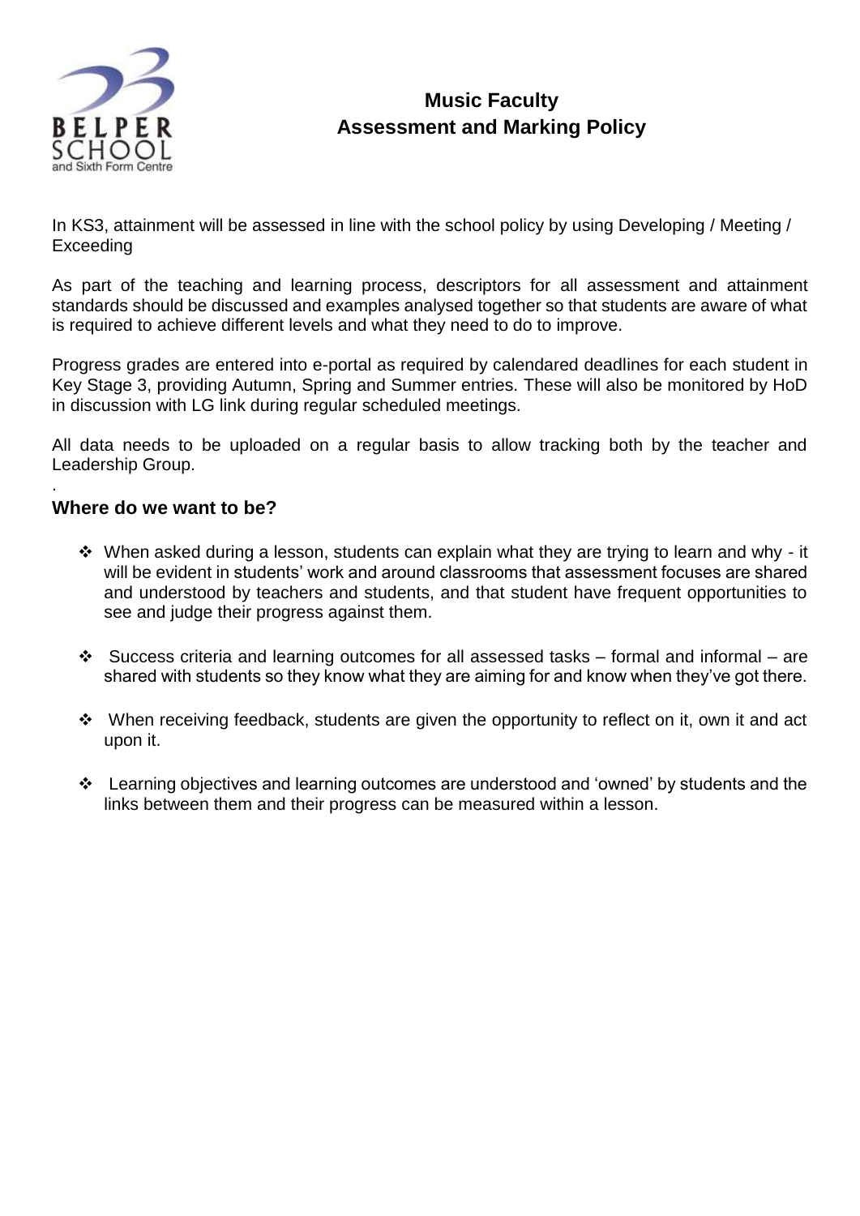# Music Faculty
# Assessment and Marking Policy

In KS3, attainment will be assessed in line with the school policy by using Developing / Meeting / Exceeding

As part of the teaching and learning process, descriptors for all assessment and attainment standards should be discussed and examples analysed together so that students are aware of what is required to achieve different levels and what they need to do to improve.

Progress grades are entered into e-portal as required by calendared deadlines for each student in Key Stage 3, providing Autumn, Spring and Summer entries. These will also be monitored by HoD in discussion with LG link during regular scheduled meetings.

All data needs to be uploaded on a regular basis to allow tracking both by the teacher and Leadership Group.

.

## Where do we want to be?

- When asked during a lesson, students can explain what they are trying to learn and why - it will be evident in students' work and around classrooms that assessment focuses are shared and understood by teachers and students, and that student have frequent opportunities to see and judge their progress against them.
- Success criteria and learning outcomes for all assessed tasks – formal and informal – are shared with students so they know what they are aiming for and know when they've got there.
- When receiving feedback, students are given the opportunity to reflect on it, own it and act upon it.
- Learning objectives and learning outcomes are understood and 'owned' by students and the links between them and their progress can be measured within a lesson.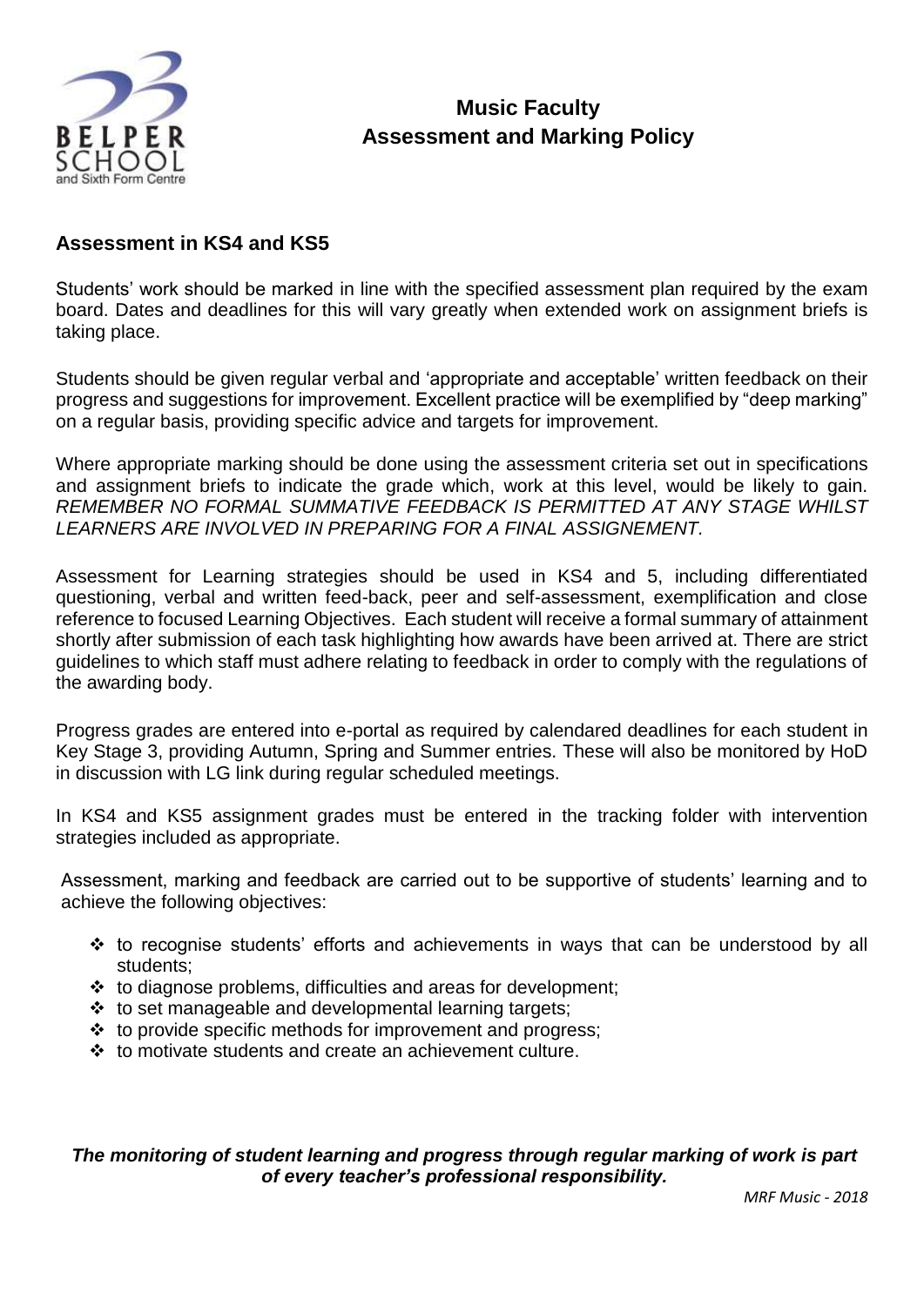## Music Faculty
## Assessment and Marking Policy

### Assessment in KS4 and KS5

Students' work should be marked in line with the specified assessment plan required by the exam board. Dates and deadlines for this will vary greatly when extended work on assignment briefs is taking place.

Students should be given regular verbal and 'appropriate and acceptable' written feedback on their progress and suggestions for improvement. Excellent practice will be exemplified by "deep marking" on a regular basis, providing specific advice and targets for improvement.

Where appropriate marking should be done using the assessment criteria set out in specifications and assignment briefs to indicate the grade which, work at this level, would be likely to gain. *REMEMBER NO FORMAL SUMMATIVE FEEDBACK IS PERMITTED AT ANY STAGE WHILST LEARNERS ARE INVOLVED IN PREPARING FOR A FINAL ASSIGNEMENT.*

Assessment for Learning strategies should be used in KS4 and 5, including differentiated questioning, verbal and written feed-back, peer and self-assessment, exemplification and close reference to focused Learning Objectives. Each student will receive a formal summary of attainment shortly after submission of each task highlighting how awards have been arrived at. There are strict guidelines to which staff must adhere relating to feedback in order to comply with the regulations of the awarding body.

Progress grades are entered into e-portal as required by calendared deadlines for each student in Key Stage 3, providing Autumn, Spring and Summer entries. These will also be monitored by HoD in discussion with LG link during regular scheduled meetings.

In KS4 and KS5 assignment grades must be entered in the tracking folder with intervention strategies included as appropriate.

Assessment, marking and feedback are carried out to be supportive of students' learning and to achieve the following objectives:

- to recognise students' efforts and achievements in ways that can be understood by all students;
- to diagnose problems, difficulties and areas for development;
- to set manageable and developmental learning targets;
- to provide specific methods for improvement and progress;
- to motivate students and create an achievement culture.

***The monitoring of student learning and progress through regular marking of work is part of every teacher's professional responsibility.***

*MRF Music - 2018*